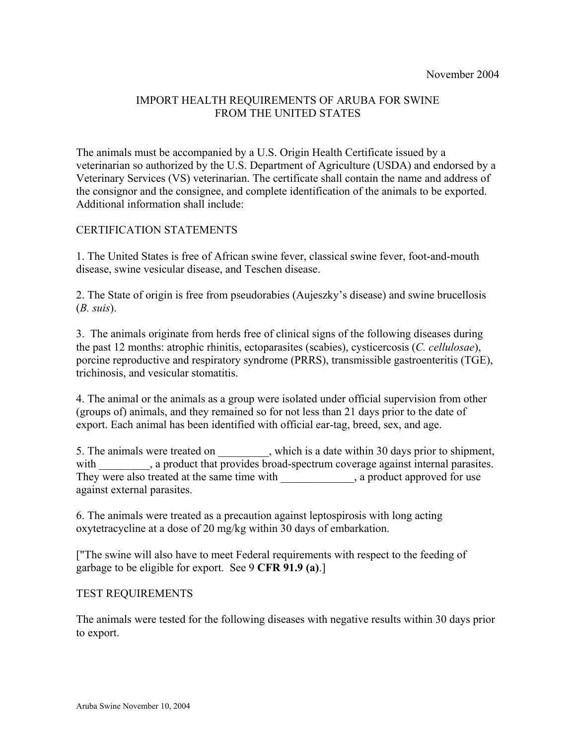November 2004

# IMPORT HEALTH REQUIREMENTS OF ARUBA FOR SWINE FROM THE UNITED STATES

The animals must be accompanied by a U.S. Origin Health Certificate issued by a veterinarian so authorized by the U.S. Department of Agriculture (USDA) and endorsed by a Veterinary Services (VS) veterinarian. The certificate shall contain the name and address of the consignor and the consignee, and complete identification of the animals to be exported. Additional information shall include:

## CERTIFICATION STATEMENTS

1. The United States is free of African swine fever, classical swine fever, foot-and-mouth disease, swine vesicular disease, and Teschen disease.

2. The State of origin is free from pseudorabies (Aujeszky's disease) and swine brucellosis (*B. suis*).

3. The animals originate from herds free of clinical signs of the following diseases during the past 12 months: atrophic rhinitis, ectoparasites (scabies), cysticercosis (*C. cellulosae*), porcine reproductive and respiratory syndrome (PRRS), transmissible gastroenteritis (TGE), trichinosis, and vesicular stomatitis.

4. The animal or the animals as a group were isolated under official supervision from other (groups of) animals, and they remained so for not less than 21 days prior to the date of export. Each animal has been identified with official ear-tag, breed, sex, and age.

5. The animals were treated on _________, which is a date within 30 days prior to shipment, with _________, a product that provides broad-spectrum coverage against internal parasites. They were also treated at the same time with _____________, a product approved for use against external parasites.

6. The animals were treated as a precaution against leptospirosis with long acting oxytetracycline at a dose of 20 mg/kg within 30 days of embarkation.

["The swine will also have to meet Federal requirements with respect to the feeding of garbage to be eligible for export. See 9 **CFR 91.9 (a)**.]

## TEST REQUIREMENTS

The animals were tested for the following diseases with negative results within 30 days prior to export.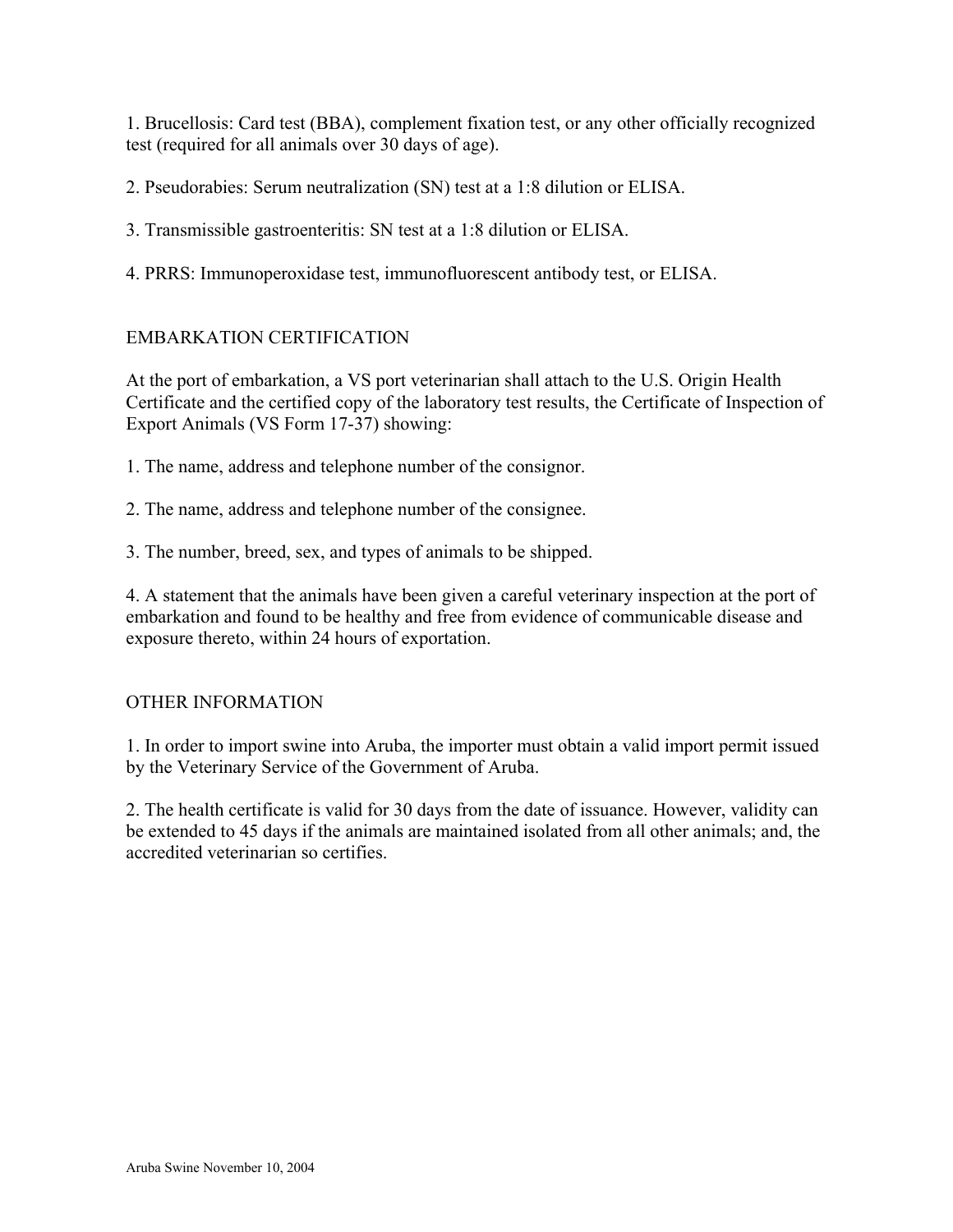1. Brucellosis: Card test (BBA), complement fixation test, or any other officially recognized test (required for all animals over 30 days of age).

2. Pseudorabies: Serum neutralization (SN) test at a 1:8 dilution or ELISA.

3. Transmissible gastroenteritis: SN test at a 1:8 dilution or ELISA.

4. PRRS: Immunoperoxidase test, immunofluorescent antibody test, or ELISA.

## EMBARKATION CERTIFICATION

At the port of embarkation, a VS port veterinarian shall attach to the U.S. Origin Health Certificate and the certified copy of the laboratory test results, the Certificate of Inspection of Export Animals (VS Form 17-37) showing:

1. The name, address and telephone number of the consignor.

2. The name, address and telephone number of the consignee.

3. The number, breed, sex, and types of animals to be shipped.

4. A statement that the animals have been given a careful veterinary inspection at the port of embarkation and found to be healthy and free from evidence of communicable disease and exposure thereto, within 24 hours of exportation.

## OTHER INFORMATION

1. In order to import swine into Aruba, the importer must obtain a valid import permit issued by the Veterinary Service of the Government of Aruba.

2. The health certificate is valid for 30 days from the date of issuance. However, validity can be extended to 45 days if the animals are maintained isolated from all other animals; and, the accredited veterinarian so certifies.